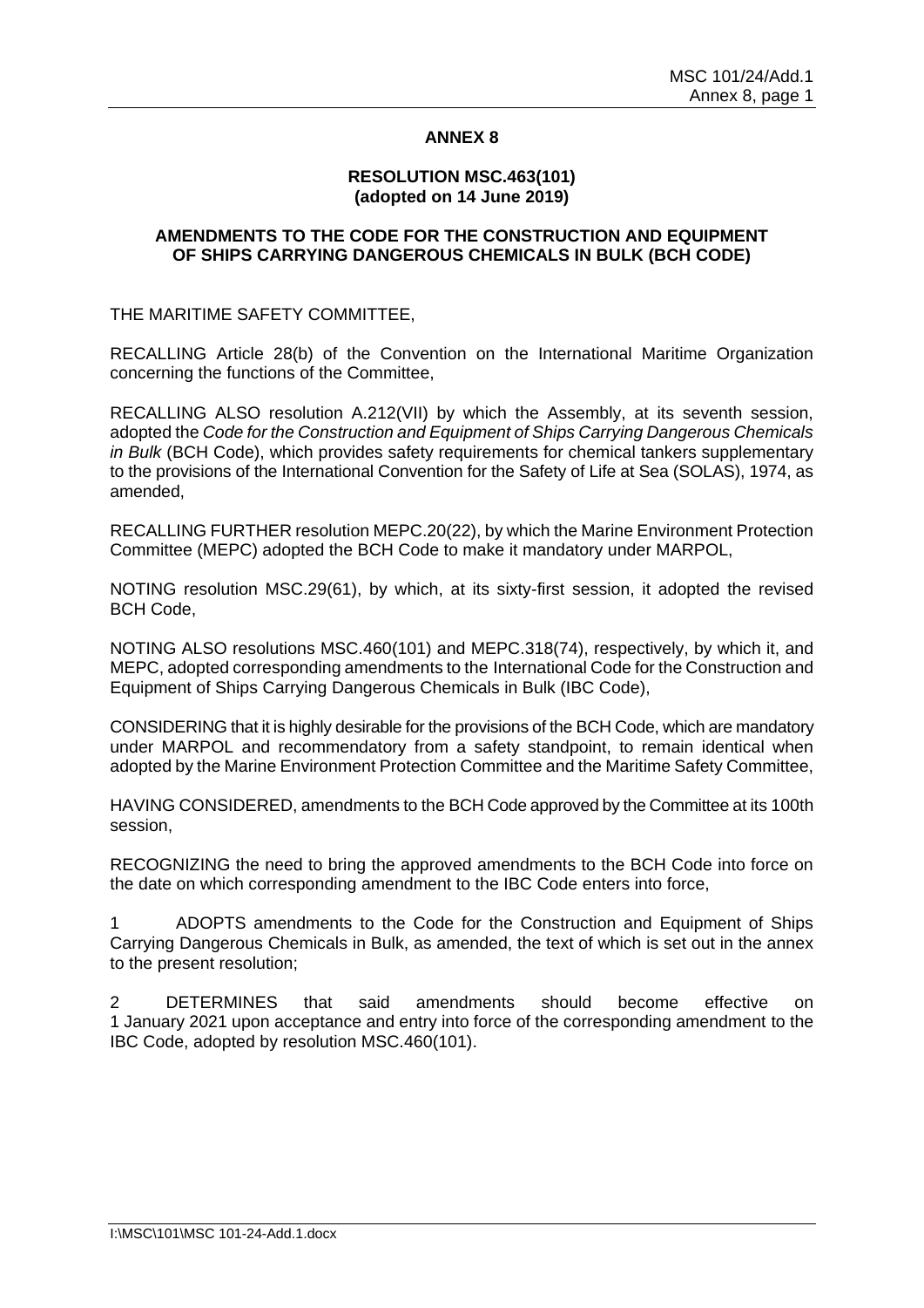# ANNEX 8

## RESOLUTION MSC.463(101) (adopted on 14 June 2019)

## AMENDMENTS TO THE CODE FOR THE CONSTRUCTION AND EQUIPMENT OF SHIPS CARRYING DANGEROUS CHEMICALS IN BULK (BCH CODE)

THE MARITIME SAFETY COMMITTEE,

RECALLING Article 28(b) of the Convention on the International Maritime Organization concerning the functions of the Committee,

RECALLING ALSO resolution A.212(VII) by which the Assembly, at its seventh session, adopted the *Code for the Construction and Equipment of Ships Carrying Dangerous Chemicals in Bulk* (BCH Code), which provides safety requirements for chemical tankers supplementary to the provisions of the International Convention for the Safety of Life at Sea (SOLAS), 1974, as amended,

RECALLING FURTHER resolution MEPC.20(22), by which the Marine Environment Protection Committee (MEPC) adopted the BCH Code to make it mandatory under MARPOL,

NOTING resolution MSC.29(61), by which, at its sixty-first session, it adopted the revised BCH Code,

NOTING ALSO resolutions MSC.460(101) and MEPC.318(74), respectively, by which it, and MEPC, adopted corresponding amendments to the International Code for the Construction and Equipment of Ships Carrying Dangerous Chemicals in Bulk (IBC Code),

CONSIDERING that it is highly desirable for the provisions of the BCH Code, which are mandatory under MARPOL and recommendatory from a safety standpoint, to remain identical when adopted by the Marine Environment Protection Committee and the Maritime Safety Committee,

HAVING CONSIDERED, amendments to the BCH Code approved by the Committee at its 100th session,

RECOGNIZING the need to bring the approved amendments to the BCH Code into force on the date on which corresponding amendment to the IBC Code enters into force,

1 ADOPTS amendments to the Code for the Construction and Equipment of Ships Carrying Dangerous Chemicals in Bulk, as amended, the text of which is set out in the annex to the present resolution;

2 DETERMINES that said amendments should become effective on 1 January 2021 upon acceptance and entry into force of the corresponding amendment to the IBC Code, adopted by resolution MSC.460(101).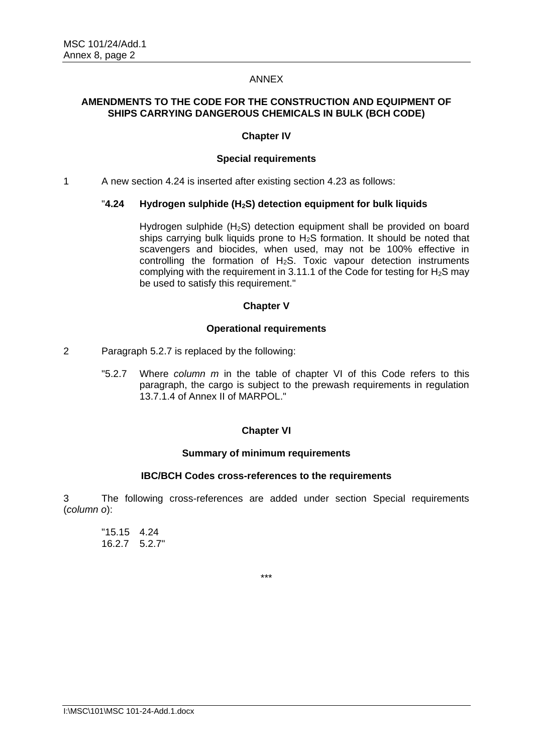ANNEX

## AMENDMENTS TO THE CODE FOR THE CONSTRUCTION AND EQUIPMENT OF SHIPS CARRYING DANGEROUS CHEMICALS IN BULK (BCH CODE)

### Chapter IV

### Special requirements

1 A new section 4.24 is inserted after existing section 4.23 as follows:

"**4.24 Hydrogen sulphide ($H_2S$) detection equipment for bulk liquids**

Hydrogen sulphide ($H_2S$) detection equipment shall be provided on board ships carrying bulk liquids prone to $H_2S$ formation. It should be noted that scavengers and biocides, when used, may not be 100% effective in controlling the formation of $H_2S$. Toxic vapour detection instruments complying with the requirement in 3.11.1 of the Code for testing for $H_2S$ may be used to satisfy this requirement."

### Chapter V

### Operational requirements

2 Paragraph 5.2.7 is replaced by the following:

"5.2.7 Where *column m* in the table of chapter VI of this Code refers to this paragraph, the cargo is subject to the prewash requirements in regulation 13.7.1.4 of Annex II of MARPOL."

### Chapter VI

### Summary of minimum requirements

### IBC/BCH Codes cross-references to the requirements

3 The following cross-references are added under section Special requirements (*column o*):

"15.15 4.24
16.2.7 5.2.7"

***